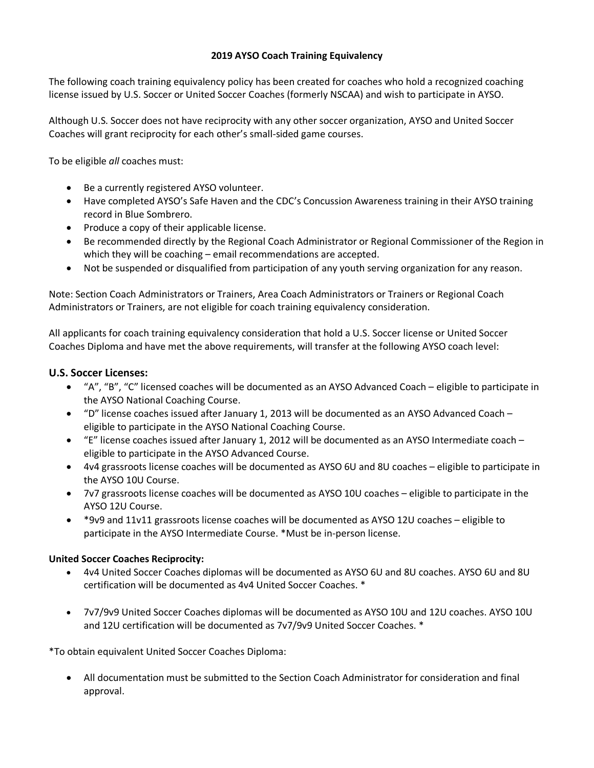# 2019 AYSO Coach Training Equivalency

The following coach training equivalency policy has been created for coaches who hold a recognized coaching license issued by U.S. Soccer or United Soccer Coaches (formerly NSCAA) and wish to participate in AYSO.

Although U.S. Soccer does not have reciprocity with any other soccer organization, AYSO and United Soccer Coaches will grant reciprocity for each other's small-sided game courses.

To be eligible *all* coaches must:

- Be a currently registered AYSO volunteer.
- Have completed AYSO's Safe Haven and the CDC's Concussion Awareness training in their AYSO training record in Blue Sombrero.
- Produce a copy of their applicable license.
- Be recommended directly by the Regional Coach Administrator or Regional Commissioner of the Region in which they will be coaching – email recommendations are accepted.
- Not be suspended or disqualified from participation of any youth serving organization for any reason.

Note: Section Coach Administrators or Trainers, Area Coach Administrators or Trainers or Regional Coach Administrators or Trainers, are not eligible for coach training equivalency consideration.

All applicants for coach training equivalency consideration that hold a U.S. Soccer license or United Soccer Coaches Diploma and have met the above requirements, will transfer at the following AYSO coach level:

## U.S. Soccer Licenses:

- "A", "B", "C" licensed coaches will be documented as an AYSO Advanced Coach – eligible to participate in the AYSO National Coaching Course.
- "D" license coaches issued after January 1, 2013 will be documented as an AYSO Advanced Coach – eligible to participate in the AYSO National Coaching Course.
- "E" license coaches issued after January 1, 2012 will be documented as an AYSO Intermediate coach – eligible to participate in the AYSO Advanced Course.
- 4v4 grassroots license coaches will be documented as AYSO 6U and 8U coaches – eligible to participate in the AYSO 10U Course.
- 7v7 grassroots license coaches will be documented as AYSO 10U coaches – eligible to participate in the AYSO 12U Course.
- *9v9 and 11v11 grassroots license coaches will be documented as AYSO 12U coaches – eligible to participate in the AYSO Intermediate Course. *Must be in-person license.

**United Soccer Coaches Reciprocity:**

- 4v4 United Soccer Coaches diplomas will be documented as AYSO 6U and 8U coaches. AYSO 6U and 8U certification will be documented as 4v4 United Soccer Coaches. *
- 7v7/9v9 United Soccer Coaches diplomas will be documented as AYSO 10U and 12U coaches. AYSO 10U and 12U certification will be documented as 7v7/9v9 United Soccer Coaches. *

*To obtain equivalent United Soccer Coaches Diploma:

- All documentation must be submitted to the Section Coach Administrator for consideration and final approval.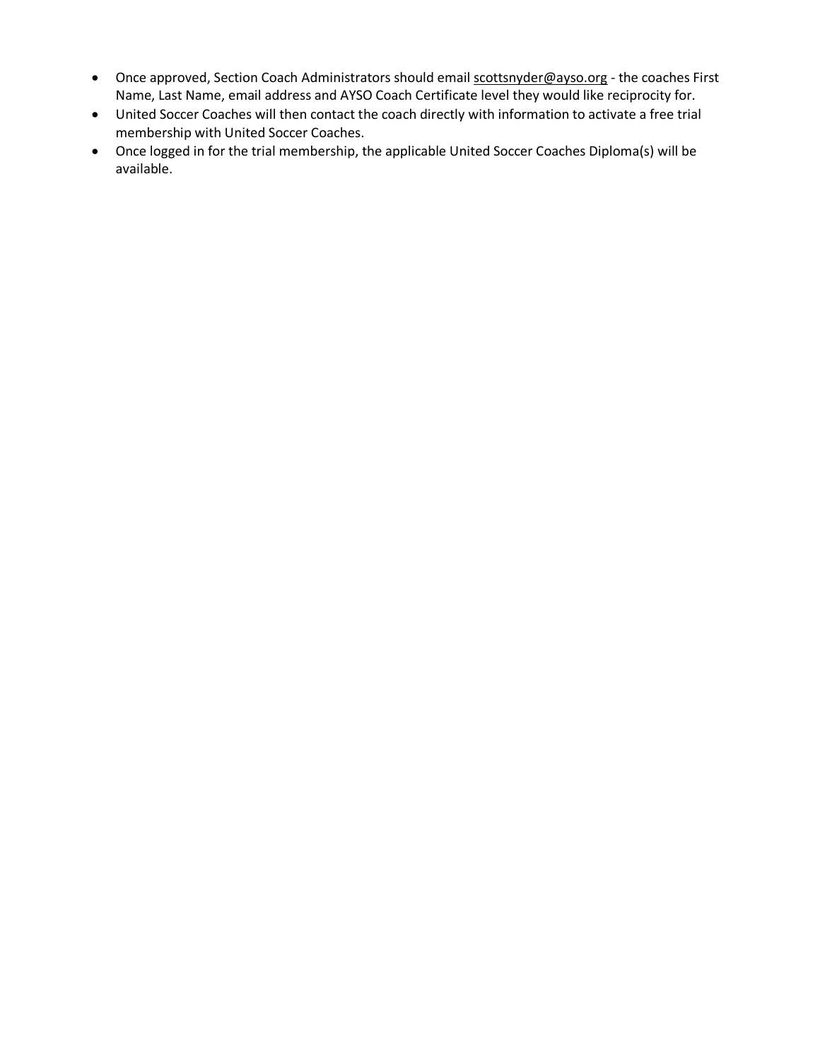- Once approved, Section Coach Administrators should email scottsnyder@ayso.org - the coaches First Name, Last Name, email address and AYSO Coach Certificate level they would like reciprocity for.
- United Soccer Coaches will then contact the coach directly with information to activate a free trial membership with United Soccer Coaches.
- Once logged in for the trial membership, the applicable United Soccer Coaches Diploma(s) will be available.